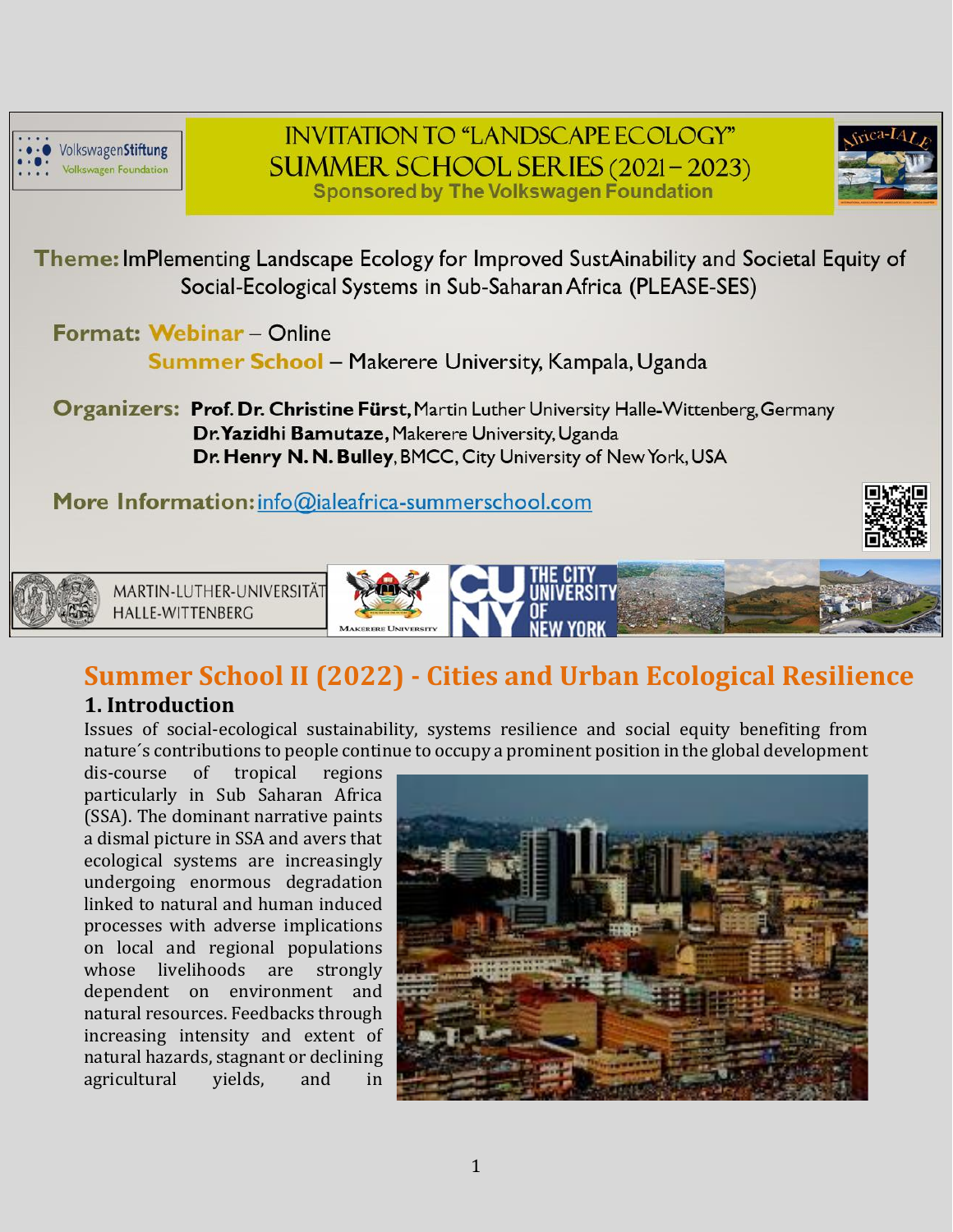VolkswagenStiftung
Volkswagen Foundation

# INVITATION TO "LANDSCAPE ECOLOGY" SUMMER SCHOOL SERIES (2021 – 2023)

**Sponsored by The Volkswagen Foundation**

**Theme:** ImPlementing Landscape Ecology for Improved SustAinability and Societal Equity of Social-Ecological Systems in Sub-Saharan Africa (PLEASE-SES)

**Format:** **Webinar** – Online
**Summer School** – Makerere University, Kampala, Uganda

**Organizers:** **Prof. Dr. Christine Fürst,** Martin Luther University Halle-Wittenberg, Germany
**Dr. Yazidhi Bamutaze,** Makerere University, Uganda
**Dr. Henry N. N. Bulley,** BMCC, City University of New York, USA

**More Information:** info@ialeafrica-summerschool.com

MARTIN-LUTHER-UNIVERSITÄT HALLE-WITTENBERG

MAKERERE UNIVERSITY

THE CITY UNIVERSITY OF NEW YORK

## Summer School II (2022) - Cities and Urban Ecological Resilience

### 1. Introduction

Issues of social-ecological sustainability, systems resilience and social equity benefiting from nature´s contributions to people continue to occupy a prominent position in the global development dis-course of tropical regions particularly in Sub Saharan Africa (SSA). The dominant narrative paints a dismal picture in SSA and avers that ecological systems are increasingly undergoing enormous degradation linked to natural and human induced processes with adverse implications on local and regional populations whose livelihoods are strongly dependent on environment and natural resources. Feedbacks through increasing intensity and extent of natural hazards, stagnant or declining agricultural yields, and in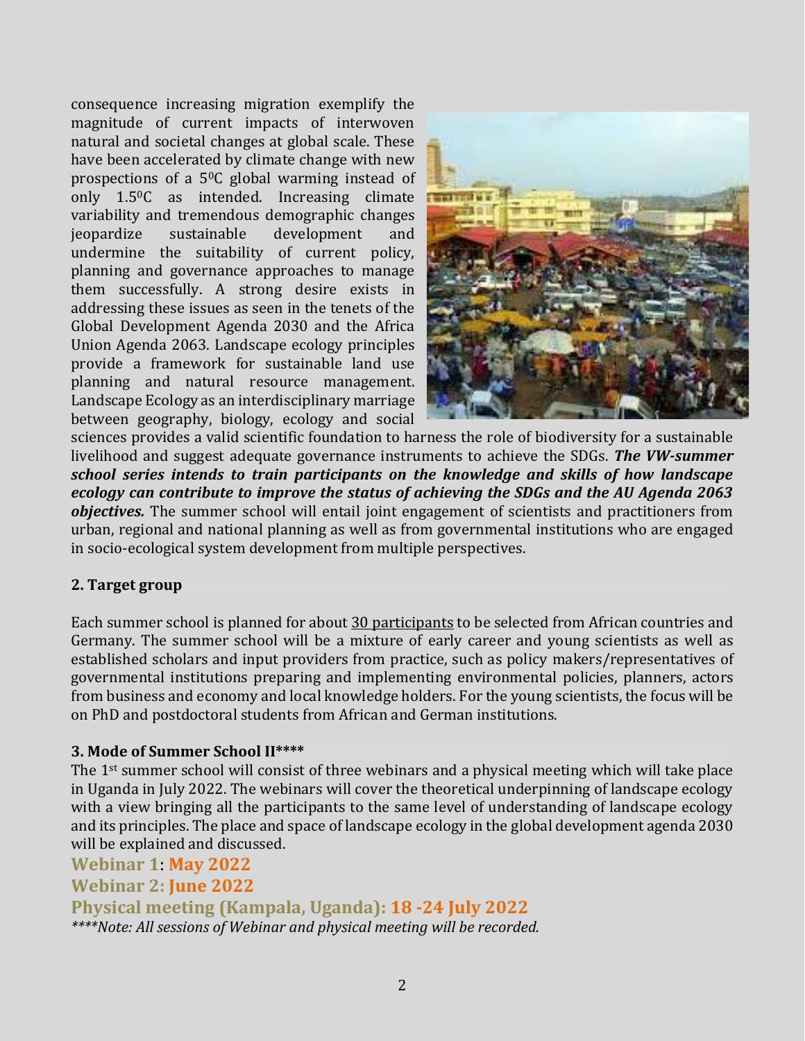consequence increasing migration exemplify the magnitude of current impacts of interwoven natural and societal changes at global scale. These have been accelerated by climate change with new prospections of a $5^0$C global warming instead of only $1.5^0$C as intended. Increasing climate variability and tremendous demographic changes jeopardize sustainable development and undermine the suitability of current policy, planning and governance approaches to manage them successfully. A strong desire exists in addressing these issues as seen in the tenets of the Global Development Agenda 2030 and the Africa Union Agenda 2063. Landscape ecology principles provide a framework for sustainable land use planning and natural resource management. Landscape Ecology as an interdisciplinary marriage between geography, biology, ecology and social sciences provides a valid scientific foundation to harness the role of biodiversity for a sustainable livelihood and suggest adequate governance instruments to achieve the SDGs. ***The VW-summer school series intends to train participants on the knowledge and skills of how landscape ecology can contribute to improve the status of achieving the SDGs and the AU Agenda 2063 objectives.*** The summer school will entail joint engagement of scientists and practitioners from urban, regional and national planning as well as from governmental institutions who are engaged in socio-ecological system development from multiple perspectives.

## 2. Target group

Each summer school is planned for about <u>30 participants</u> to be selected from African countries and Germany. The summer school will be a mixture of early career and young scientists as well as established scholars and input providers from practice, such as policy makers/representatives of governmental institutions preparing and implementing environmental policies, planners, actors from business and economy and local knowledge holders. For the young scientists, the focus will be on PhD and postdoctoral students from African and German institutions.

## 3. Mode of Summer School II****

The 1st summer school will consist of three webinars and a physical meeting which will take place in Uganda in July 2022. The webinars will cover the theoretical underpinning of landscape ecology with a view bringing all the participants to the same level of understanding of landscape ecology and its principles. The place and space of landscape ecology in the global development agenda 2030 will be explained and discussed.

**Webinar 1: May 2022**

**Webinar 2: June 2022**

**Physical meeting (Kampala, Uganda): 18 -24 July 2022**

*****Note: All sessions of Webinar and physical meeting will be recorded.*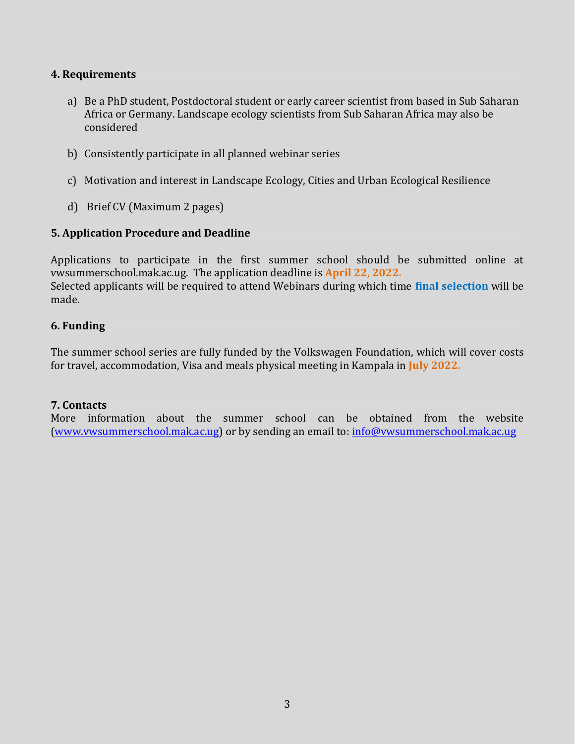### 4. Requirements

a) Be a PhD student, Postdoctoral student or early career scientist from based in Sub Saharan Africa or Germany. Landscape ecology scientists from Sub Saharan Africa may also be considered

b) Consistently participate in all planned webinar series

c) Motivation and interest in Landscape Ecology, Cities and Urban Ecological Resilience

d) Brief CV (Maximum 2 pages)

### 5. Application Procedure and Deadline

Applications to participate in the first summer school should be submitted online at vwsummerschool.mak.ac.ug. The application deadline is **April 22, 2022.**
Selected applicants will be required to attend Webinars during which time **final selection** will be made.

### 6. Funding

The summer school series are fully funded by the Volkswagen Foundation, which will cover costs for travel, accommodation, Visa and meals physical meeting in Kampala in **July 2022.**

### 7. Contacts

More information about the summer school can be obtained from the website ([www.vwsummerschool.mak.ac.ug](http://www.vwsummerschool.mak.ac.ug)) or by sending an email to: [info@vwsummerschool.mak.ac.ug](mailto:info@vwsummerschool.mak.ac.ug)